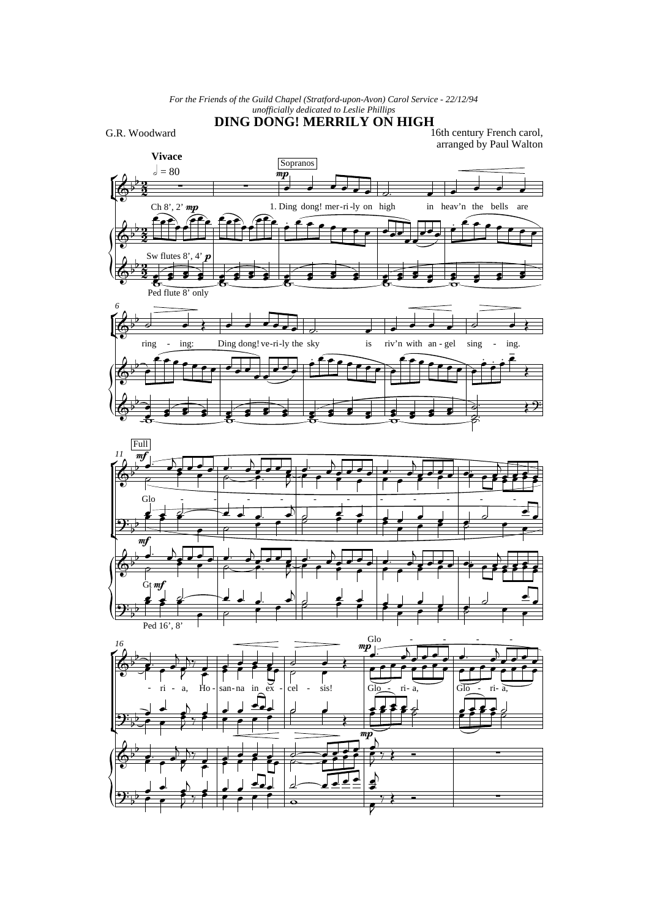*For the Friends of the Guild Chapel (Stratford-upon-Avon) Carol Service - 22/12/94*
*unofficially dedicated to Leslie Phillips*

# DING DONG! MERRILY ON HIGH

G.R. Woodward

16th century French carol,
arranged by Paul Walton

**Vivace**

♩ = 80

Sopranos

*mp*

1. Ding dong! mer-ri-ly on high in heav'n the bells are ring - ing: Ding dong! ve-ri-ly the sky is riv'n with an-gel sing - ing.

Ch 8', 2' *mp*

Sw flutes 8', 4' *p*

Ped flute 8' only

Full

*mf*

Glo - - - - - - - - - - - - - ri - a, Ho - san-na in ex - cel - sis!

Gt *mf*

Ped 16', 8'

*mp*

Glo - - - - -

Glo - ri- a, Glo - ri- a,